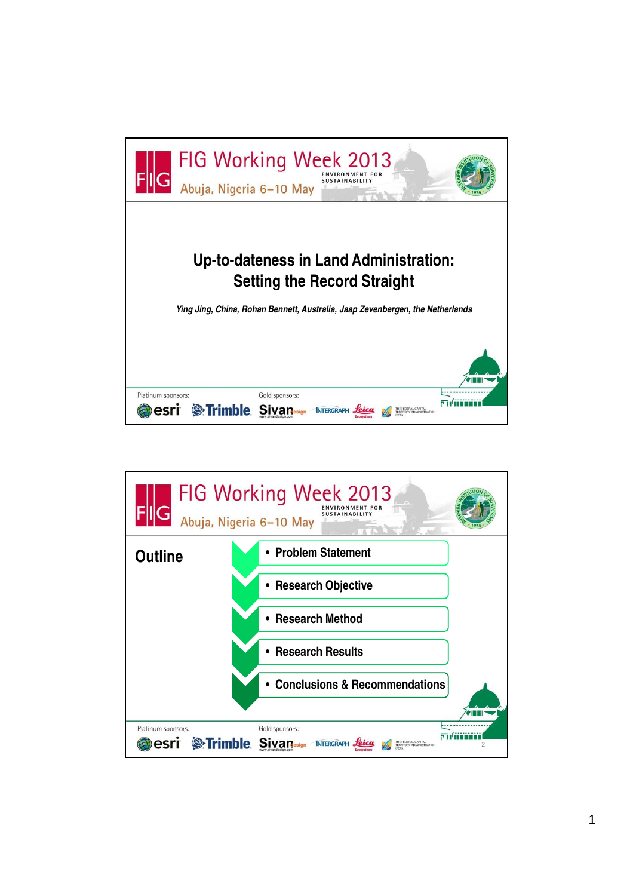# Up-to-dateness in Land Administration: Setting the Record Straight

*Ying Jing, China, Rohan Bennett, Australia, Jaap Zevenbergen, the Netherlands*

## Outline

- Problem Statement
- Research Objective
- Research Method
- Research Results
- Conclusions & Recommendations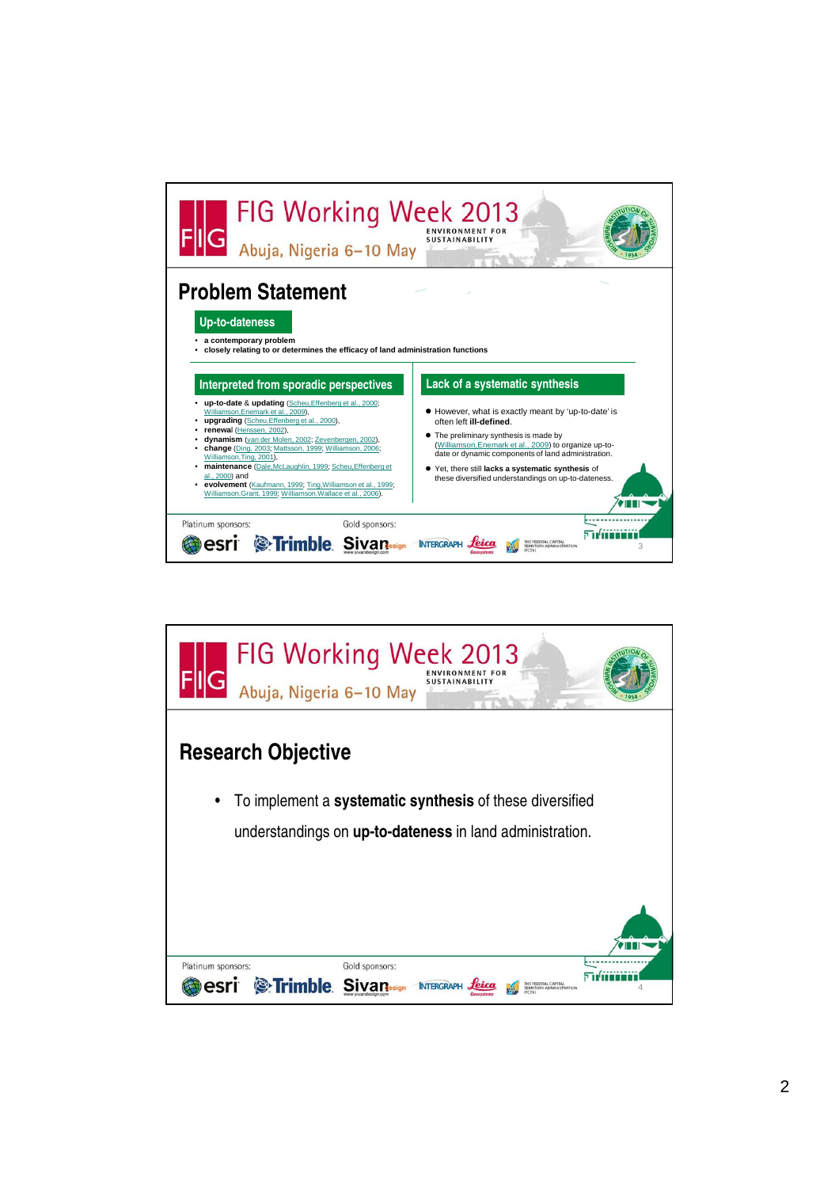## Problem Statement

**Up-to-dateness**

- a contemporary problem
- closely relating to or determines the efficacy of land administration functions

**Interpreted from sporadic perspectives**

- **up-to-date** & **updating** (Scheu,Effenberg et al., 2000; Williamson,Enemark et al., 2009),
- **upgrading** (Scheu,Effenberg et al., 2000),
- **renewal** (Henssen, 2002),
- **dynamism** (van der Molen, 2002; Zevenbergen, 2002),
- **change** (Ding, 2003; Mattsson, 1999; Williamson, 2006; Williamson,Ting, 2001),
- **maintenance** (Dale,McLaughlin, 1999; Scheu,Effenberg et al., 2000) and
- **evolvement** (Kaufmann, 1999; Ting,Williamson et al., 1999; Williamson,Grant, 1999; Williamson,Wallace et al., 2006).

**Lack of a systematic synthesis**

- However, what is exactly meant by 'up-to-date' is often left **ill-defined**.
- The preliminary synthesis is made by (Williamson,Enemark et al., 2009) to organize up-to-date or dynamic components of land administration.
- Yet, there still **lacks a systematic synthesis** of these diversified understandings on up-to-dateness.

## Research Objective

- To implement a **systematic synthesis** of these diversified understandings on **up-to-dateness** in land administration.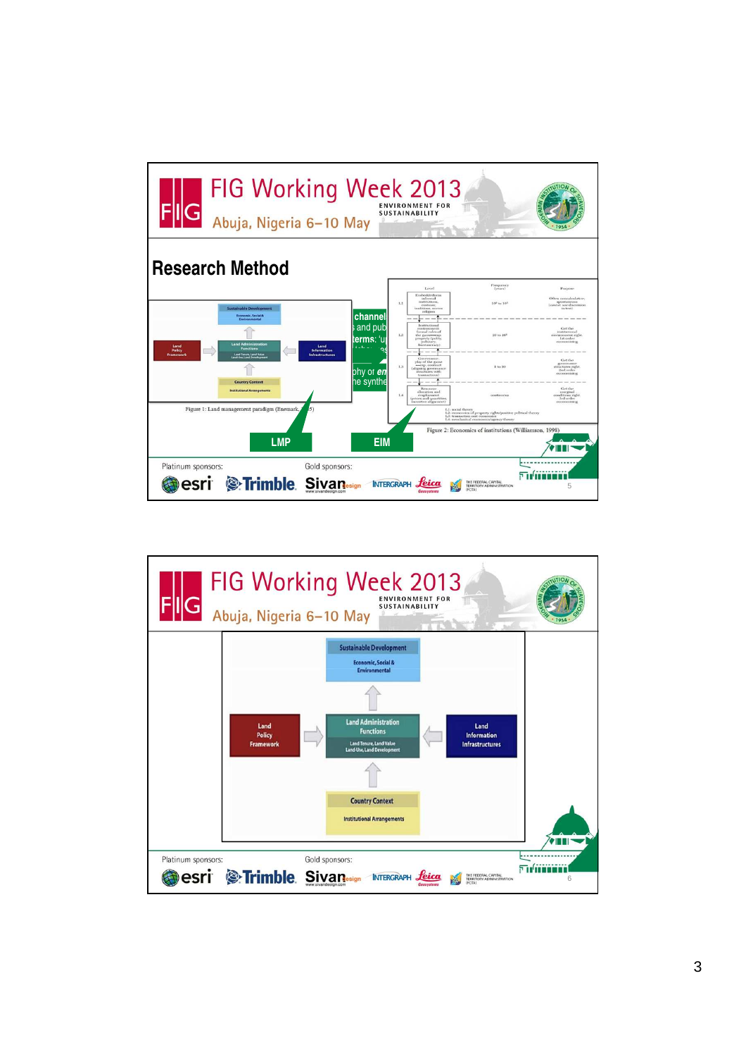## Research Method

Land Policy Framework → Land Administration Functions (Land Tenure, Land Value, Land-Use, Land Development) ← Land Information Infrastructures

Country Context (Institutional Arrangements) → Land Administration Functions → Sustainable Development (Economic, Social & Environmental)

Figure 1: Land management paradigm (Enemark, 2005)

Figure 2: Economics of institutions (Williamson, 1998)

**LMP**

**EIM**

---

| Sustainable Development |
|---|
| Economic, Social & Environmental |

| Land Policy Framework | Land Administration Functions | Land Information Infrastructures |
|---|---|---|
| | Land Tenure, Land Value, Land-Use, Land Development | |

| Country Context |
|---|
| Institutional Arrangements |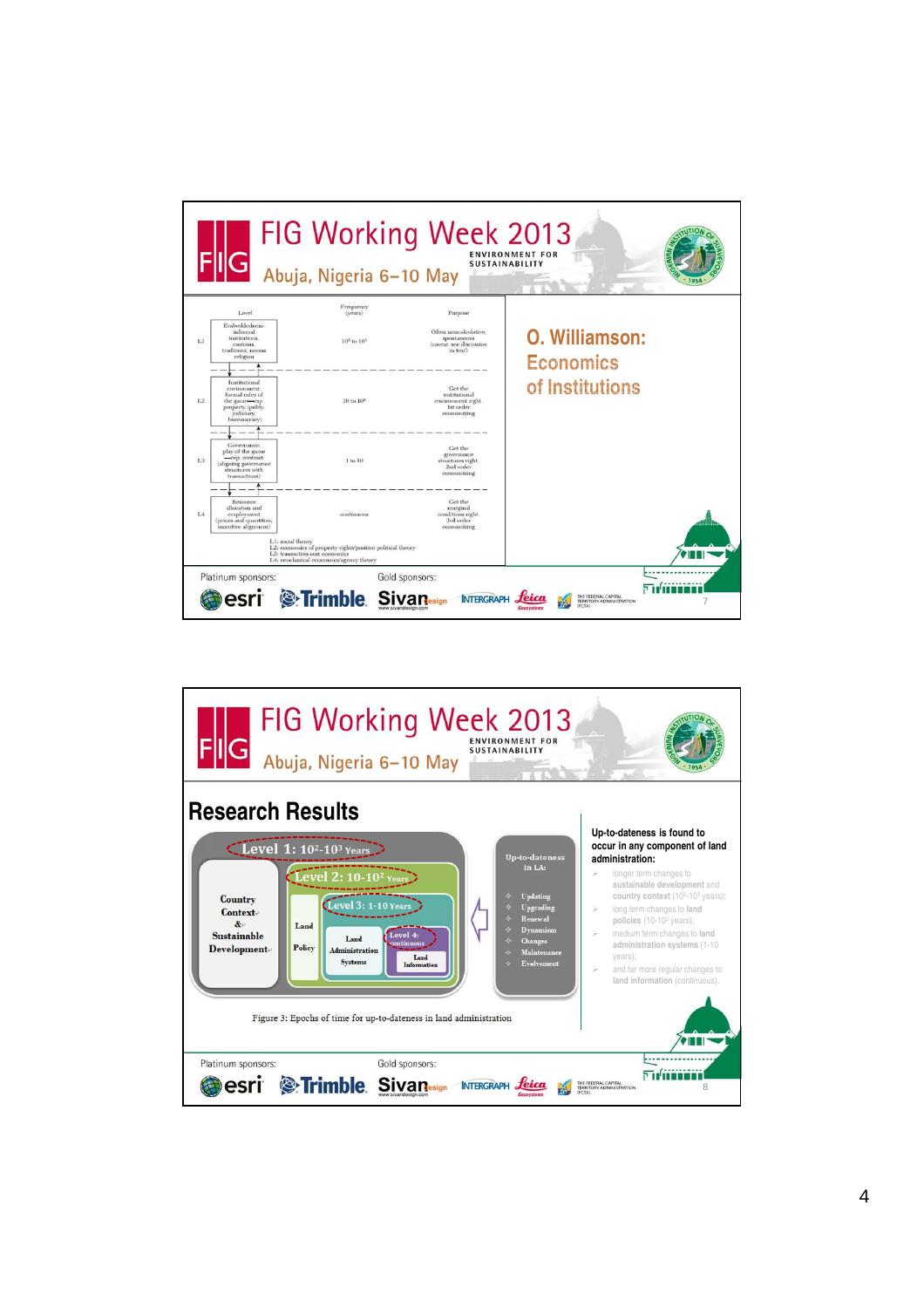## O. Williamson: Economics of Institutions

| Level | | Frequency (years) | Purpose |
|---|---|---|---|
| L1 | Embeddedness: informal institutions, customs, traditions, norms religion | $10^2$ to $10^3$ | Often noncalculative; spontaneous (caveat: see discussion in text) |
| L2 | Institutional environment: formal rules of the game—esp. property (polity, judiciary, bureaucracy) | 10 to $10^2$ | Get the institutional environment right. 1st order economizing |
| L3 | Governance: play of the game—esp. contract (aligning governance structures with transactions) | 1 to 10 | Get the governance structures right. 2nd order economizing |
| L4 | Resource allocation and employment (prices and quantities; incentive alignment) | continuous | Get the marginal conditions right. 3rd order economizing |

L1: social theory
L2: economics of property rights/positive political theory
L3: transaction cost economics
L4: neoclassical economics/agency theory

## Research Results

Level 1: $10^2$-$10^3$ Years

Level 2: 10-$10^2$ Years

Level 3: 1-10 Years

Level 4: continuous

Country Context & Sustainable Development

Land Policy

Land Administration Systems

Land Information

Up-to-dateness in LA:

- Updating
- Upgrading
- Renewal
- Dynamism
- Changes
- Maintenance
- Evolvement

Figure 3: Epochs of time for up-to-dateness in land administration

Up-to-dateness is found to occur in any component of land administration:

- longer term changes to sustainable development and country context ($10^2$-$10^3$ years);
- long term changes to land policies (10-$10^2$ years);
- medium term changes to land administration systems (1-10 years);
- and far more regular changes to land information (continuous).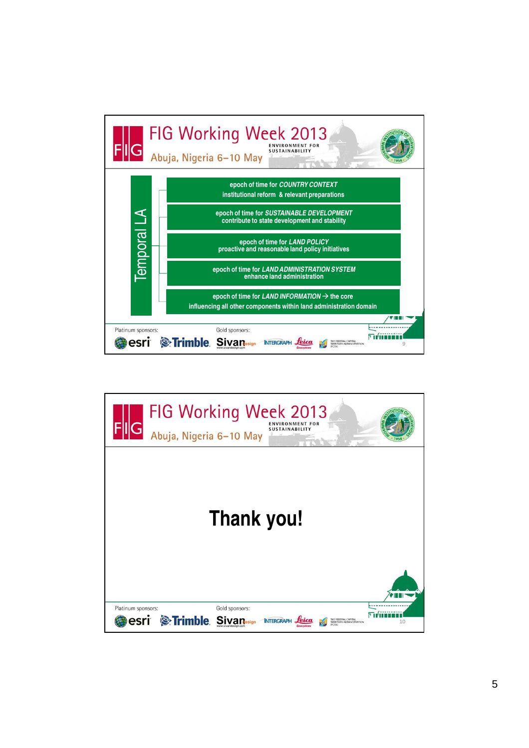## Temporal LA

- epoch of time for *COUNTRY CONTEXT*
  institutional reform & relevant preparations
- epoch of time for *SUSTAINABLE DEVELOPMENT*
  contribute to state development and stability
- epoch of time for *LAND POLICY*
  proactive and reasonable land policy initiatives
- epoch of time for *LAND ADMINISTRATION SYSTEM*
  enhance land administration
- epoch of time for *LAND INFORMATION* → the core
  influencing all other components within land administration domain

# Thank you!